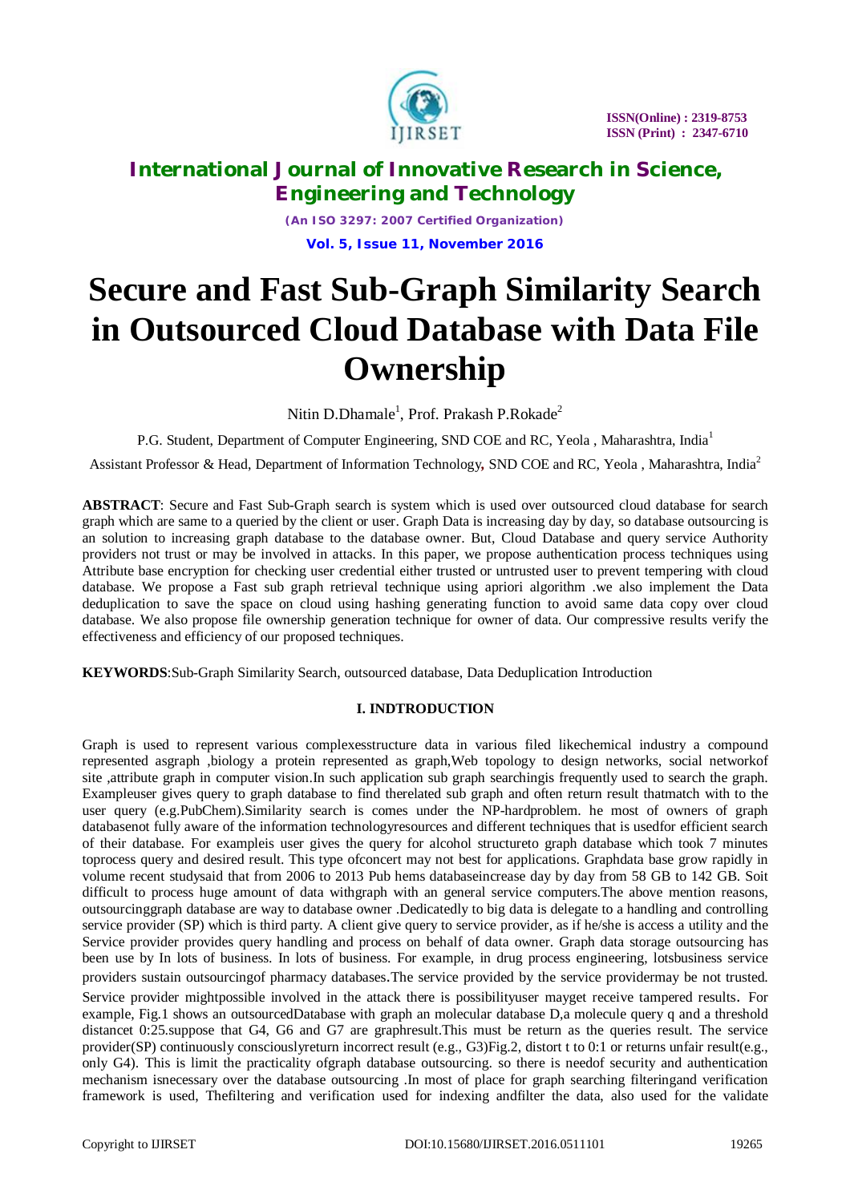# Secure and Fast Sub-Graph Similarity Search in Outsourced Cloud Database with Data File Ownership

Nitin D.Dhamale[1], Prof. Prakash P.Rokade[2]

P.G. Student, Department of Computer Engineering, SND COE and RC, Yeola , Maharashtra, India[1]

Assistant Professor & Head, Department of Information Technology, SND COE and RC, Yeola , Maharashtra, India[2]

**ABSTRACT**: Secure and Fast Sub-Graph search is system which is used over outsourced cloud database for search graph which are same to a queried by the client or user. Graph Data is increasing day by day, so database outsourcing is an solution to increasing graph database to the database owner. But, Cloud Database and query service Authority providers not trust or may be involved in attacks. In this paper, we propose authentication process techniques using Attribute base encryption for checking user credential either trusted or untrusted user to prevent tempering with cloud database. We propose a Fast sub graph retrieval technique using apriori algorithm .we also implement the Data deduplication to save the space on cloud using hashing generating function to avoid same data copy over cloud database. We also propose file ownership generation technique for owner of data. Our compressive results verify the effectiveness and efficiency of our proposed techniques.

**KEYWORDS**:Sub-Graph Similarity Search, outsourced database, Data Deduplication Introduction

## I. INDTRODUCTION

Graph is used to represent various complexesstructure data in various filed likechemical industry a compound represented asgraph ,biology a protein represented as graph,Web topology to design networks, social networkof site ,attribute graph in computer vision.In such application sub graph searchingis frequently used to search the graph. Exampleuser gives query to graph database to find therelated sub graph and often return result thatmatch with to the user query (e.g.PubChem).Similarity search is comes under the NP-hardproblem. he most of owners of graph databasenot fully aware of the information technologyresources and different techniques that is usedfor efficient search of their database. For exampleis user gives the query for alcohol structureto graph database which took 7 minutes toprocess query and desired result. This type ofconcert may not best for applications. Graphdata base grow rapidly in volume recent studysaid that from 2006 to 2013 Pub hems databaseincrease day by day from 58 GB to 142 GB. Soit difficult to process huge amount of data withgraph with an general service computers.The above mention reasons, outsourcinggraph database are way to database owner .Dedicatedly to big data is delegate to a handling and controlling service provider (SP) which is third party. A client give query to service provider, as if he/she is access a utility and the Service provider provides query handling and process on behalf of data owner. Graph data storage outsourcing has been use by In lots of business. In lots of business. For example, in drug process engineering, lotsbusiness service providers sustain outsourcingof pharmacy databases.The service provided by the service providermay be not trusted. Service provider mightpossible involved in the attack there is possibilityuser mayget receive tampered results. For example, Fig.1 shows an outsourcedDatabase with graph an molecular database D,a molecule query q and a threshold distancet 0:25.suppose that G4, G6 and G7 are graphresult.This must be return as the queries result. The service provider(SP) continuously consciouslyreturn incorrect result (e.g., G3)Fig.2, distort t to 0:1 or returns unfair result(e.g., only G4). This is limit the practicality ofgraph database outsourcing. so there is needof security and authentication mechanism isnecessary over the database outsourcing .In most of place for graph searching filteringand verification framework is used, Thefiltering and verification used for indexing andfilter the data, also used for the validate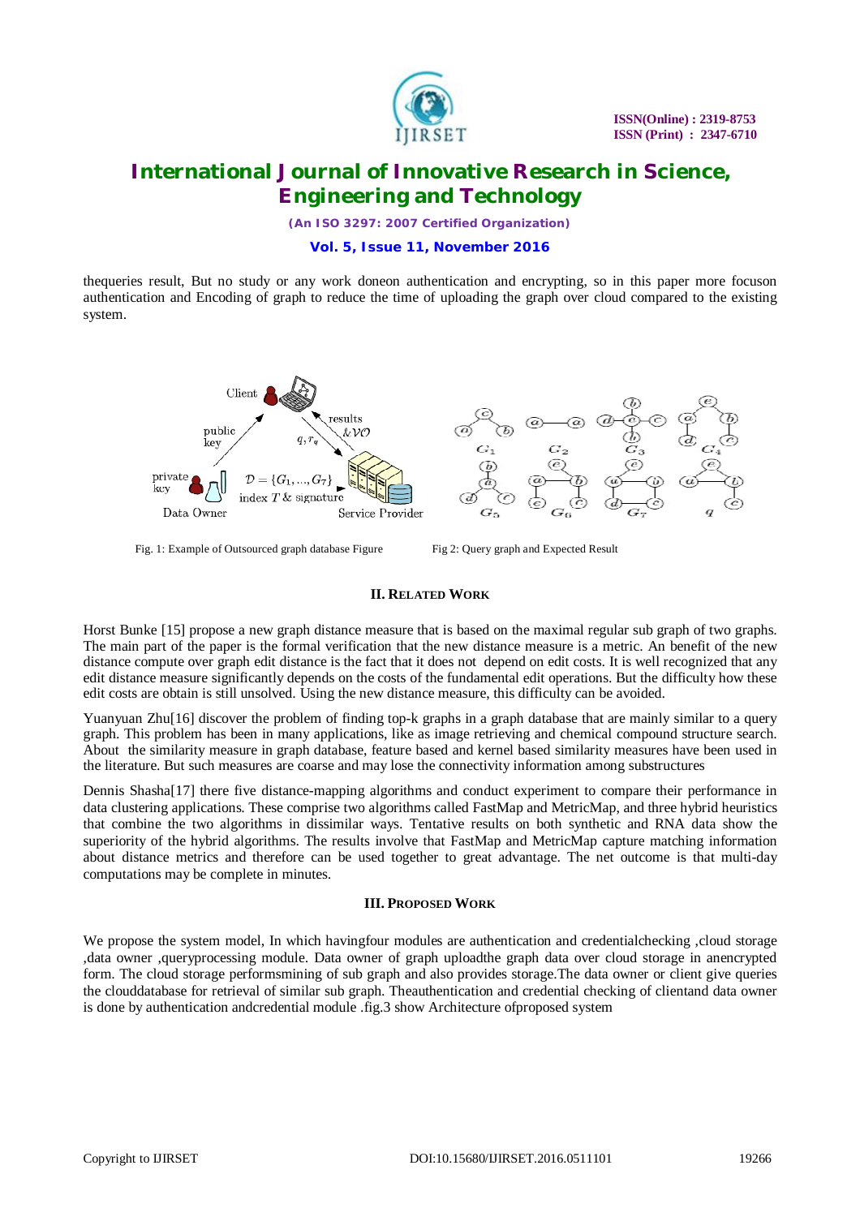thequeries result, But no study or any work doneon authentication and encrypting, so in this paper more focuson authentication and Encoding of graph to reduce the time of uploading the graph over cloud compared to the existing system.

Fig. 1: Example of Outsourced graph database Figure

Fig 2: Query graph and Expected Result

## II. Related Work

Horst Bunke [15] propose a new graph distance measure that is based on the maximal regular sub graph of two graphs. The main part of the paper is the formal verification that the new distance measure is a metric. An benefit of the new distance compute over graph edit distance is the fact that it does not depend on edit costs. It is well recognized that any edit distance measure significantly depends on the costs of the fundamental edit operations. But the difficulty how these edit costs are obtain is still unsolved. Using the new distance measure, this difficulty can be avoided.

Yuanyuan Zhu[16] discover the problem of finding top-k graphs in a graph database that are mainly similar to a query graph. This problem has been in many applications, like as image retrieving and chemical compound structure search. About the similarity measure in graph database, feature based and kernel based similarity measures have been used in the literature. But such measures are coarse and may lose the connectivity information among substructures

Dennis Shasha[17] there five distance-mapping algorithms and conduct experiment to compare their performance in data clustering applications. These comprise two algorithms called FastMap and MetricMap, and three hybrid heuristics that combine the two algorithms in dissimilar ways. Tentative results on both synthetic and RNA data show the superiority of the hybrid algorithms. The results involve that FastMap and MetricMap capture matching information about distance metrics and therefore can be used together to great advantage. The net outcome is that multi-day computations may be complete in minutes.

## III. Proposed Work

We propose the system model, In which havingfour modules are authentication and credentialchecking ,cloud storage ,data owner ,queryprocessing module. Data owner of graph uploadthe graph data over cloud storage in anencrypted form. The cloud storage performsmining of sub graph and also provides storage.The data owner or client give queries the clouddatabase for retrieval of similar sub graph. Theauthentication and credential checking of clientand data owner is done by authentication andcredential module .fig.3 show Architecture ofproposed system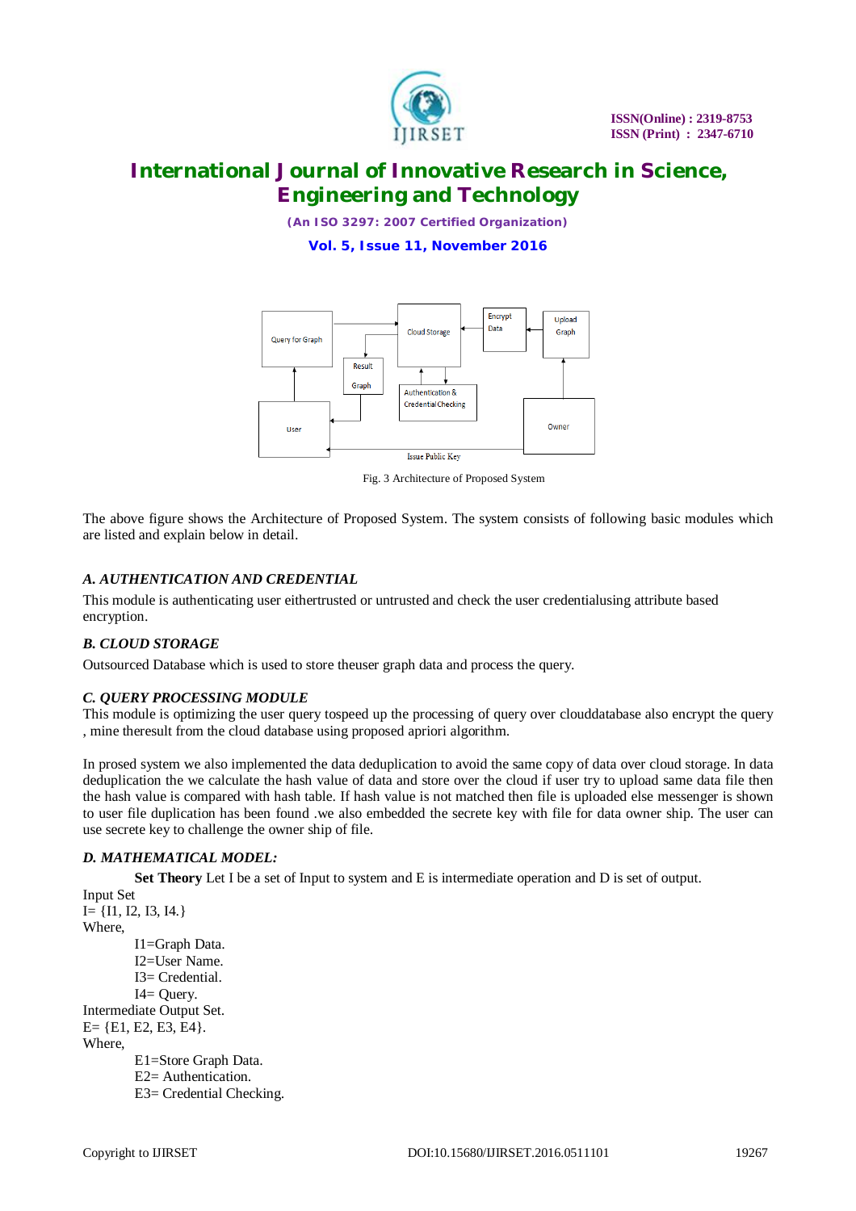Fig. 3 Architecture of Proposed System

The above figure shows the Architecture of Proposed System. The system consists of following basic modules which are listed and explain below in detail.

### *A. AUTHENTICATION AND CREDENTIAL*

This module is authenticating user eithertrusted or untrusted and check the user credentialusing attribute based encryption.

### *B. CLOUD STORAGE*

Outsourced Database which is used to store theuser graph data and process the query.

### *C. QUERY PROCESSING MODULE*

This module is optimizing the user query tospeed up the processing of query over clouddatabase also encrypt the query , mine theresult from the cloud database using proposed apriori algorithm.

In prosed system we also implemented the data deduplication to avoid the same copy of data over cloud storage. In data deduplication the we calculate the hash value of data and store over the cloud if user try to upload same data file then the hash value is compared with hash table. If hash value is not matched then file is uploaded else messenger is shown to user file duplication has been found .we also embedded the secrete key with file for data owner ship. The user can use secrete key to challenge the owner ship of file.

### *D. MATHEMATICAL MODEL:*

**Set Theory** Let I be a set of Input to system and E is intermediate operation and D is set of output.

Input Set

I= {I1, I2, I3, I4.}

Where,

I1=Graph Data.

I2=User Name.

I3= Credential.

I4= Query.

Intermediate Output Set.

E= {E1, E2, E3, E4}.

Where,

E1=Store Graph Data.

E2= Authentication.

E3= Credential Checking.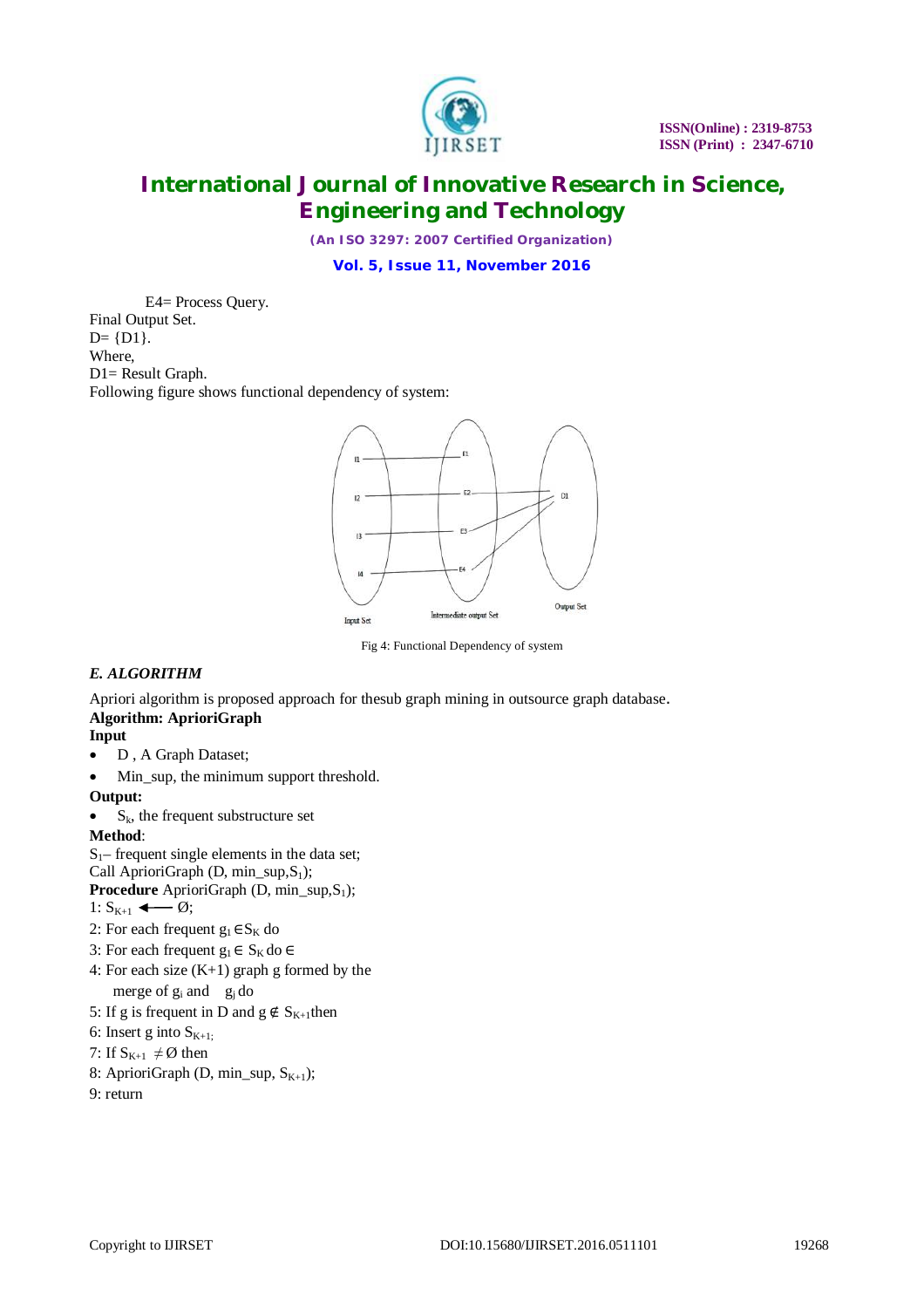E4= Process Query.

Final Output Set.

D= {D1}.

Where,

D1= Result Graph.

Following figure shows functional dependency of system:

Fig 4: Functional Dependency of system

### *E. ALGORITHM*

Apriori algorithm is proposed approach for thesub graph mining in outsource graph database.

**Algorithm: AprioriGraph**

**Input**

- D , A Graph Dataset;
- Min_sup, the minimum support threshold.

**Output:**

- $S_k$, the frequent substructure set

**Method**:

$S_1$– frequent single elements in the data set;

Call AprioriGraph (D, min_sup,$S_1$);

**Procedure** AprioriGraph (D, min_sup,$S_1$);

1: $S_{K+1} \longleftarrow Ø$;

2: For each frequent $g_1 \in S_K$ do

3: For each frequent $g_1 \in S_K$ do $\in$

4: For each size (K+1) graph g formed by the merge of $g_i$ and $g_j$ do

5: If g is frequent in D and $g \notin S_{K+1}$then

6: Insert g into $S_{K+1;}$

7: If $S_{K+1} \neq Ø$ then

8: AprioriGraph (D, min_sup, $S_{K+1}$);

9: return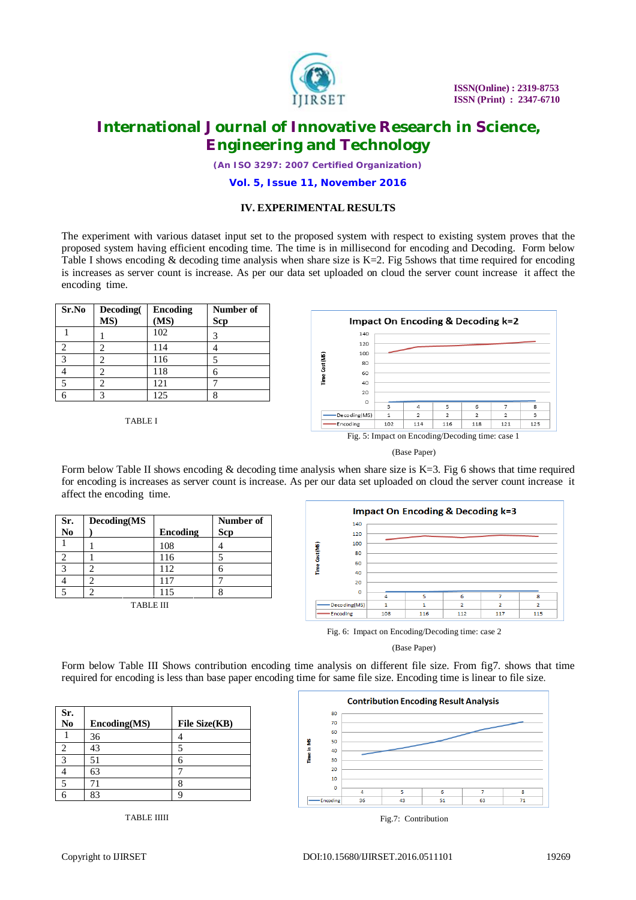## IV. EXPERIMENTAL RESULTS

The experiment with various dataset input set to the proposed system with respect to existing system proves that the proposed system having efficient encoding time. The time is in millisecond for encoding and Decoding. Form below Table I shows encoding & decoding time analysis when share size is K=2. Fig 5shows that time required for encoding is increases as server count is increase. As per our data set uploaded on cloud the server count increase it affect the encoding time.

| Sr.No | Decoding( MS) | Encoding (MS) | Number of Scp |
|---|---|---|---|
| 1 | 1 | 102 | 3 |
| 2 | 2 | 114 | 4 |
| 3 | 2 | 116 | 5 |
| 4 | 2 | 118 | 6 |
| 5 | 2 | 121 | 7 |
| 6 | 3 | 125 | 8 |

TABLE I

Fig. 5: Impact on Encoding/Decoding time: case 1

(Base Paper)

Form below Table II shows encoding & decoding time analysis when share size is K=3. Fig 6 shows that time required for encoding is increases as server count is increase. As per our data set uploaded on cloud the server count increase it affect the encoding time.

| Sr. No | Decoding(MS ) | Encoding | Number of Scp |
|---|---|---|---|
| 1 | 1 | 108 | 4 |
| 2 | 1 | 116 | 5 |
| 3 | 2 | 112 | 6 |
| 4 | 2 | 117 | 7 |
| 5 | 2 | 115 | 8 |

TABLE III

Fig. 6: Impact on Encoding/Decoding time: case 2

(Base Paper)

Form below Table III Shows contribution encoding time analysis on different file size. From fig7. shows that time required for encoding is less than base paper encoding time for same file size. Encoding time is linear to file size.

| Sr. No | Encoding(MS) | File Size(KB) |
|---|---|---|
| 1 | 36 | 4 |
| 2 | 43 | 5 |
| 3 | 51 | 6 |
| 4 | 63 | 7 |
| 5 | 71 | 8 |
| 6 | 83 | 9 |

TABLE IIII

Fig.7: Contribution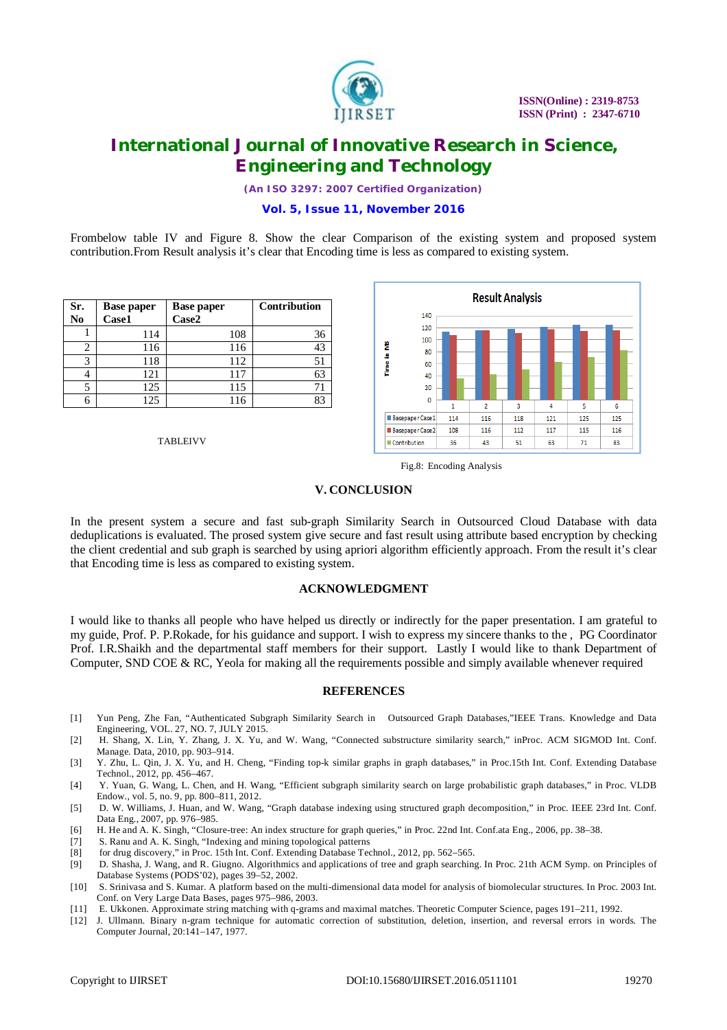Frombelow table IV and Figure 8. Show the clear Comparison of the existing system and proposed system contribution.From Result analysis it's clear that Encoding time is less as compared to existing system.

| Sr. No | Base paper Case1 | Base paper Case2 | Contribution |
|---|---|---|---|
| 1 | 114 | 108 | 36 |
| 2 | 116 | 116 | 43 |
| 3 | 118 | 112 | 51 |
| 4 | 121 | 117 | 63 |
| 5 | 125 | 115 | 71 |
| 6 | 125 | 116 | 83 |

TABLEIVV

Result Analysis

| | 1 | 2 | 3 | 4 | 5 | 6 |
|---|---|---|---|---|---|---|
| Basepaper Case1 | 114 | 116 | 118 | 121 | 125 | 125 |
| Basepaper Case2 | 108 | 116 | 112 | 117 | 115 | 116 |
| Contribution | 36 | 43 | 51 | 63 | 71 | 83 |

Fig.8: Encoding Analysis

## V. CONCLUSION

In the present system a secure and fast sub-graph Similarity Search in Outsourced Cloud Database with data deduplications is evaluated. The prosed system give secure and fast result using attribute based encryption by checking the client credential and sub graph is searched by using apriori algorithm efficiently approach. From the result it's clear that Encoding time is less as compared to existing system.

## ACKNOWLEDGMENT

I would like to thanks all people who have helped us directly or indirectly for the paper presentation. I am grateful to my guide, Prof. P. P.Rokade, for his guidance and support. I wish to express my sincere thanks to the , PG Coordinator Prof. I.R.Shaikh and the departmental staff members for their support. Lastly I would like to thank Department of Computer, SND COE & RC, Yeola for making all the requirements possible and simply available whenever required

## REFERENCES

[1] Yun Peng, Zhe Fan, "Authenticated Subgraph Similarity Search in Outsourced Graph Databases,"IEEE Trans. Knowledge and Data Engineering, VOL. 27, NO. 7, JULY 2015.

[2] H. Shang, X. Lin, Y. Zhang, J. X. Yu, and W. Wang, "Connected substructure similarity search," inProc. ACM SIGMOD Int. Conf. Manage. Data, 2010, pp. 903–914.

[3] Y. Zhu, L. Qin, J. X. Yu, and H. Cheng, "Finding top-k similar graphs in graph databases," in Proc.15th Int. Conf. Extending Database Technol., 2012, pp. 456–467.

[4] Y. Yuan, G. Wang, L. Chen, and H. Wang, "Efficient subgraph similarity search on large probabilistic graph databases," in Proc. VLDB Endow., vol. 5, no. 9, pp. 800–811, 2012.

[5] D. W. Williams, J. Huan, and W. Wang, "Graph database indexing using structured graph decomposition," in Proc. IEEE 23rd Int. Conf. Data Eng., 2007, pp. 976–985.

[6] H. He and A. K. Singh, "Closure-tree: An index structure for graph queries," in Proc. 22nd Int. Conf.ata Eng., 2006, pp. 38–38.

[7] S. Ranu and A. K. Singh, "Indexing and mining topological patterns

[8] for drug discovery," in Proc. 15th Int. Conf. Extending Database Technol., 2012, pp. 562–565.

[9] D. Shasha, J. Wang, and R. Giugno. Algorithmics and applications of tree and graph searching. In Proc. 21th ACM Symp. on Principles of Database Systems (PODS'02), pages 39–52, 2002.

[10] S. Srinivasa and S. Kumar. A platform based on the multi-dimensional data model for analysis of biomolecular structures. In Proc. 2003 Int. Conf. on Very Large Data Bases, pages 975–986, 2003.

[11] E. Ukkonen. Approximate string matching with q-grams and maximal matches. Theoretic Computer Science, pages 191–211, 1992.

[12] J. Ullmann. Binary n-gram technique for automatic correction of substitution, deletion, insertion, and reversal errors in words. The Computer Journal, 20:141–147, 1977.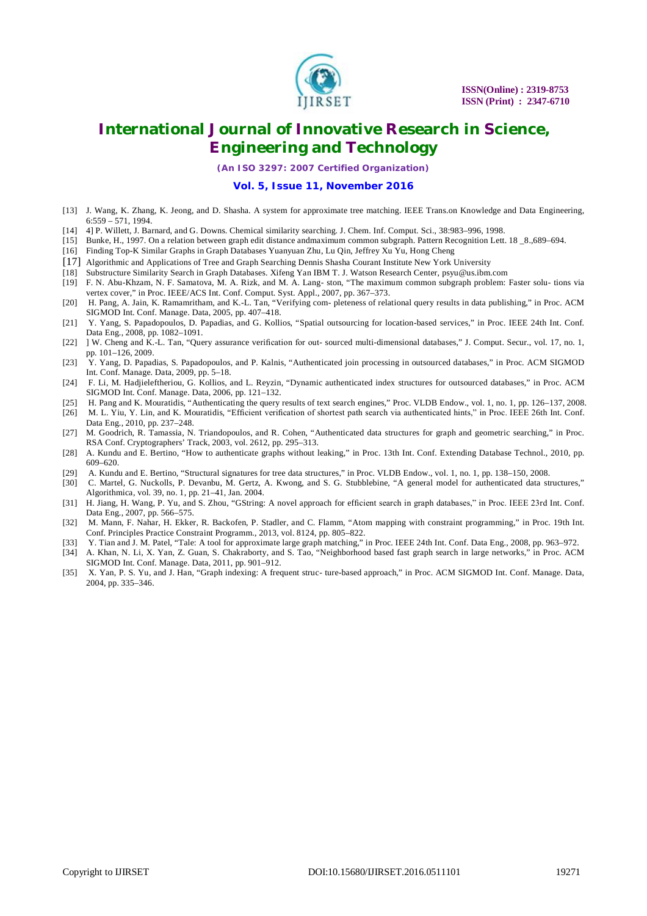[13] J. Wang, K. Zhang, K. Jeong, and D. Shasha. A system for approximate tree matching. IEEE Trans.on Knowledge and Data Engineering, 6:559 – 571, 1994.

[14] 4] P. Willett, J. Barnard, and G. Downs. Chemical similarity searching. J. Chem. Inf. Comput. Sci., 38:983–996, 1998.

[15] Bunke, H., 1997. On a relation between graph edit distance andmaximum common subgraph. Pattern Recognition Lett. 18 _8.,689–694.

[16] Finding Top-K Similar Graphs in Graph Databases Yuanyuan Zhu, Lu Qin, Jeffrey Xu Yu, Hong Cheng

[17] Algorithmic and Applications of Tree and Graph Searching Dennis Shasha Courant Institute New York University

[18] Substructure Similarity Search in Graph Databases. Xifeng Yan IBM T. J. Watson Research Center, psyu@us.ibm.com

[19] F. N. Abu-Khzam, N. F. Samatova, M. A. Rizk, and M. A. Lang- ston, "The maximum common subgraph problem: Faster solu- tions via vertex cover," in Proc. IEEE/ACS Int. Conf. Comput. Syst. Appl., 2007, pp. 367–373.

[20] H. Pang, A. Jain, K. Ramamritham, and K.-L. Tan, "Verifying com- pleteness of relational query results in data publishing," in Proc. ACM SIGMOD Int. Conf. Manage. Data, 2005, pp. 407–418.

[21] Y. Yang, S. Papadopoulos, D. Papadias, and G. Kollios, "Spatial outsourcing for location-based services," in Proc. IEEE 24th Int. Conf. Data Eng., 2008, pp. 1082–1091.

[22] ] W. Cheng and K.-L. Tan, "Query assurance verification for out- sourced multi-dimensional databases," J. Comput. Secur., vol. 17, no. 1, pp. 101–126, 2009.

[23] Y. Yang, D. Papadias, S. Papadopoulos, and P. Kalnis, "Authenticated join processing in outsourced databases," in Proc. ACM SIGMOD Int. Conf. Manage. Data, 2009, pp. 5–18.

[24] F. Li, M. Hadjieleftheriou, G. Kollios, and L. Reyzin, "Dynamic authenticated index structures for outsourced databases," in Proc. ACM SIGMOD Int. Conf. Manage. Data, 2006, pp. 121–132.

[25] H. Pang and K. Mouratidis, "Authenticating the query results of text search engines," Proc. VLDB Endow., vol. 1, no. 1, pp. 126–137, 2008.

[26] M. L. Yiu, Y. Lin, and K. Mouratidis, "Efficient verification of shortest path search via authenticated hints," in Proc. IEEE 26th Int. Conf. Data Eng., 2010, pp. 237–248.

[27] M. Goodrich, R. Tamassia, N. Triandopoulos, and R. Cohen, "Authenticated data structures for graph and geometric searching," in Proc. RSA Conf. Cryptographers' Track, 2003, vol. 2612, pp. 295–313.

[28] A. Kundu and E. Bertino, "How to authenticate graphs without leaking," in Proc. 13th Int. Conf. Extending Database Technol., 2010, pp. 609–620.

[29] A. Kundu and E. Bertino, "Structural signatures for tree data structures," in Proc. VLDB Endow., vol. 1, no. 1, pp. 138–150, 2008.

[30] C. Martel, G. Nuckolls, P. Devanbu, M. Gertz, A. Kwong, and S. G. Stubblebine, "A general model for authenticated data structures," Algorithmica, vol. 39, no. 1, pp. 21–41, Jan. 2004.

[31] H. Jiang, H. Wang, P. Yu, and S. Zhou, "GString: A novel approach for efficient search in graph databases," in Proc. IEEE 23rd Int. Conf. Data Eng., 2007, pp. 566–575.

[32] M. Mann, F. Nahar, H. Ekker, R. Backofen, P. Stadler, and C. Flamm, "Atom mapping with constraint programming," in Proc. 19th Int. Conf. Principles Practice Constraint Programm., 2013, vol. 8124, pp. 805–822.

[33] Y. Tian and J. M. Patel, "Tale: A tool for approximate large graph matching," in Proc. IEEE 24th Int. Conf. Data Eng., 2008, pp. 963–972.

[34] A. Khan, N. Li, X. Yan, Z. Guan, S. Chakraborty, and S. Tao, "Neighborhood based fast graph search in large networks," in Proc. ACM SIGMOD Int. Conf. Manage. Data, 2011, pp. 901–912.

[35] X. Yan, P. S. Yu, and J. Han, "Graph indexing: A frequent struc- ture-based approach," in Proc. ACM SIGMOD Int. Conf. Manage. Data, 2004, pp. 335–346.